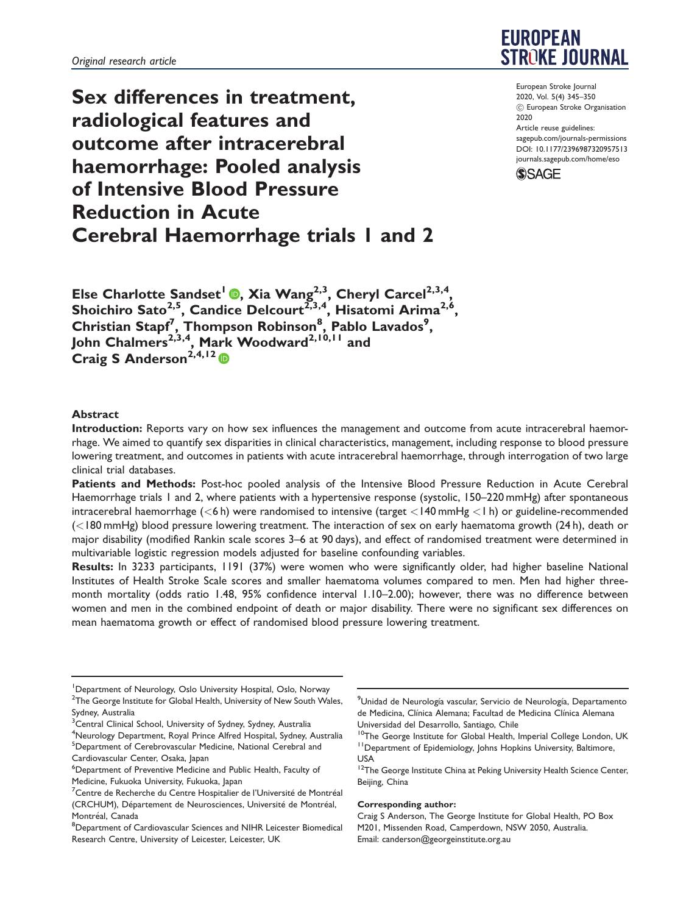*Original research article*

# Sex differences in treatment, radiological features and outcome after intracerebral haemorrhage: Pooled analysis of Intensive Blood Pressure Reduction in Acute Cerebral Haemorrhage trials 1 and 2

European Stroke Journal
2020, Vol. 5(4) 345–350
© European Stroke Organisation 2020
Article reuse guidelines: sagepub.com/journals-permissions
DOI: 10.1177/2396987320957513
journals.sagepub.com/home/eso

**Else Charlotte Sandset[1], Xia Wang[2,3], Cheryl Carcel[2,3,4], Shoichiro Sato[2,5], Candice Delcourt[2,3,4], Hisatomi Arima[2,6], Christian Stapf[7], Thompson Robinson[8], Pablo Lavados[9], John Chalmers[2,3,4], Mark Woodward[2,10,11] and Craig S Anderson[2,4,12]**

## Abstract

**Introduction:** Reports vary on how sex influences the management and outcome from acute intracerebral haemorrhage. We aimed to quantify sex disparities in clinical characteristics, management, including response to blood pressure lowering treatment, and outcomes in patients with acute intracerebral haemorrhage, through interrogation of two large clinical trial databases.

**Patients and Methods:** Post-hoc pooled analysis of the Intensive Blood Pressure Reduction in Acute Cerebral Haemorrhage trials 1 and 2, where patients with a hypertensive response (systolic, 150–220 mmHg) after spontaneous intracerebral haemorrhage (<6 h) were randomised to intensive (target <140 mmHg <1 h) or guideline-recommended (<180 mmHg) blood pressure lowering treatment. The interaction of sex on early haematoma growth (24 h), death or major disability (modified Rankin scale scores 3–6 at 90 days), and effect of randomised treatment were determined in multivariable logistic regression models adjusted for baseline confounding variables.

**Results:** In 3233 participants, 1191 (37%) were women who were significantly older, had higher baseline National Institutes of Health Stroke Scale scores and smaller haematoma volumes compared to men. Men had higher three-month mortality (odds ratio 1.48, 95% confidence interval 1.10–2.00); however, there was no difference between women and men in the combined endpoint of death or major disability. There were no significant sex differences on mean haematoma growth or effect of randomised blood pressure lowering treatment.

---

[1]Department of Neurology, Oslo University Hospital, Oslo, Norway
[2]The George Institute for Global Health, University of New South Wales, Sydney, Australia
[3]Central Clinical School, University of Sydney, Sydney, Australia
[4]Neurology Department, Royal Prince Alfred Hospital, Sydney, Australia
[5]Department of Cerebrovascular Medicine, National Cerebral and Cardiovascular Center, Osaka, Japan
[6]Department of Preventive Medicine and Public Health, Faculty of Medicine, Fukuoka University, Fukuoka, Japan
[7]Centre de Recherche du Centre Hospitalier de l'Université de Montréal (CRCHUM), Département de Neurosciences, Université de Montréal, Montréal, Canada
[8]Department of Cardiovascular Sciences and NIHR Leicester Biomedical Research Centre, University of Leicester, Leicester, UK
[9]Unidad de Neurología vascular, Servicio de Neurología, Departamento de Medicina, Clínica Alemana; Facultad de Medicina Clínica Alemana Universidad del Desarrollo, Santiago, Chile
[10]The George Institute for Global Health, Imperial College London, UK
[11]Department of Epidemiology, Johns Hopkins University, Baltimore, USA
[12]The George Institute China at Peking University Health Science Center, Beijing, China

**Corresponding author:**
Craig S Anderson, The George Institute for Global Health, PO Box M201, Missenden Road, Camperdown, NSW 2050, Australia.
Email: canderson@georgeinstitute.org.au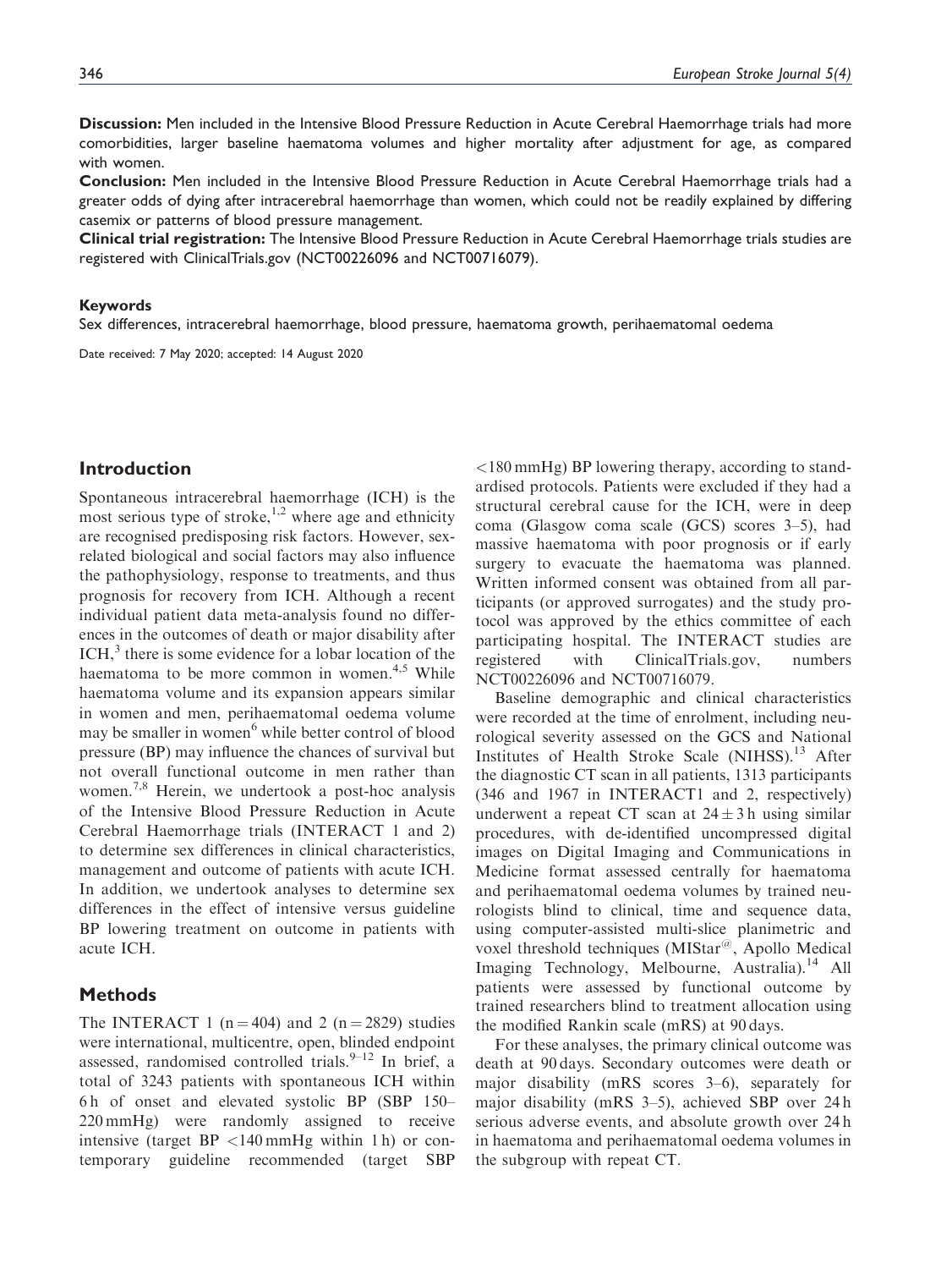**Discussion:** Men included in the Intensive Blood Pressure Reduction in Acute Cerebral Haemorrhage trials had more comorbidities, larger baseline haematoma volumes and higher mortality after adjustment for age, as compared with women.

**Conclusion:** Men included in the Intensive Blood Pressure Reduction in Acute Cerebral Haemorrhage trials had a greater odds of dying after intracerebral haemorrhage than women, which could not be readily explained by differing casemix or patterns of blood pressure management.

**Clinical trial registration:** The Intensive Blood Pressure Reduction in Acute Cerebral Haemorrhage trials studies are registered with ClinicalTrials.gov (NCT00226096 and NCT00716079).

### Keywords

Sex differences, intracerebral haemorrhage, blood pressure, haematoma growth, perihaematomal oedema

Date received: 7 May 2020; accepted: 14 August 2020

## Introduction

Spontaneous intracerebral haemorrhage (ICH) is the most serious type of stroke,[1,2] where age and ethnicity are recognised predisposing risk factors. However, sex-related biological and social factors may also influence the pathophysiology, response to treatments, and thus prognosis for recovery from ICH. Although a recent individual patient data meta-analysis found no differences in the outcomes of death or major disability after ICH,[3] there is some evidence for a lobar location of the haematoma to be more common in women.[4,5] While haematoma volume and its expansion appears similar in women and men, perihaematomal oedema volume may be smaller in women[6] while better control of blood pressure (BP) may influence the chances of survival but not overall functional outcome in men rather than women.[7,8] Herein, we undertook a post-hoc analysis of the Intensive Blood Pressure Reduction in Acute Cerebral Haemorrhage trials (INTERACT 1 and 2) to determine sex differences in clinical characteristics, management and outcome of patients with acute ICH. In addition, we undertook analyses to determine sex differences in the effect of intensive versus guideline BP lowering treatment on outcome in patients with acute ICH.

## Methods

The INTERACT 1 ($n = 404$) and 2 ($n = 2829$) studies were international, multicentre, open, blinded endpoint assessed, randomised controlled trials.[9–12] In brief, a total of 3243 patients with spontaneous ICH within 6 h of onset and elevated systolic BP (SBP 150–220 mmHg) were randomly assigned to receive intensive (target BP <140 mmHg within 1 h) or contemporary guideline recommended (target SBP <180 mmHg) BP lowering therapy, according to standardised protocols. Patients were excluded if they had a structural cerebral cause for the ICH, were in deep coma (Glasgow coma scale (GCS) scores 3–5), had massive haematoma with poor prognosis or if early surgery to evacuate the haematoma was planned. Written informed consent was obtained from all participants (or approved surrogates) and the study protocol was approved by the ethics committee of each participating hospital. The INTERACT studies are registered with ClinicalTrials.gov, numbers NCT00226096 and NCT00716079.

Baseline demographic and clinical characteristics were recorded at the time of enrolment, including neurological severity assessed on the GCS and National Institutes of Health Stroke Scale (NIHSS).[13] After the diagnostic CT scan in all patients, 1313 participants (346 and 1967 in INTERACT1 and 2, respectively) underwent a repeat CT scan at $24 \pm 3$ h using similar procedures, with de-identified uncompressed digital images on Digital Imaging and Communications in Medicine format assessed centrally for haematoma and perihaematomal oedema volumes by trained neurologists blind to clinical, time and sequence data, using computer-assisted multi-slice planimetric and voxel threshold techniques (MIStar@, Apollo Medical Imaging Technology, Melbourne, Australia).[14] All patients were assessed by functional outcome by trained researchers blind to treatment allocation using the modified Rankin scale (mRS) at 90 days.

For these analyses, the primary clinical outcome was death at 90 days. Secondary outcomes were death or major disability (mRS scores 3–6), separately for major disability (mRS 3–5), achieved SBP over 24 h serious adverse events, and absolute growth over 24 h in haematoma and perihaematomal oedema volumes in the subgroup with repeat CT.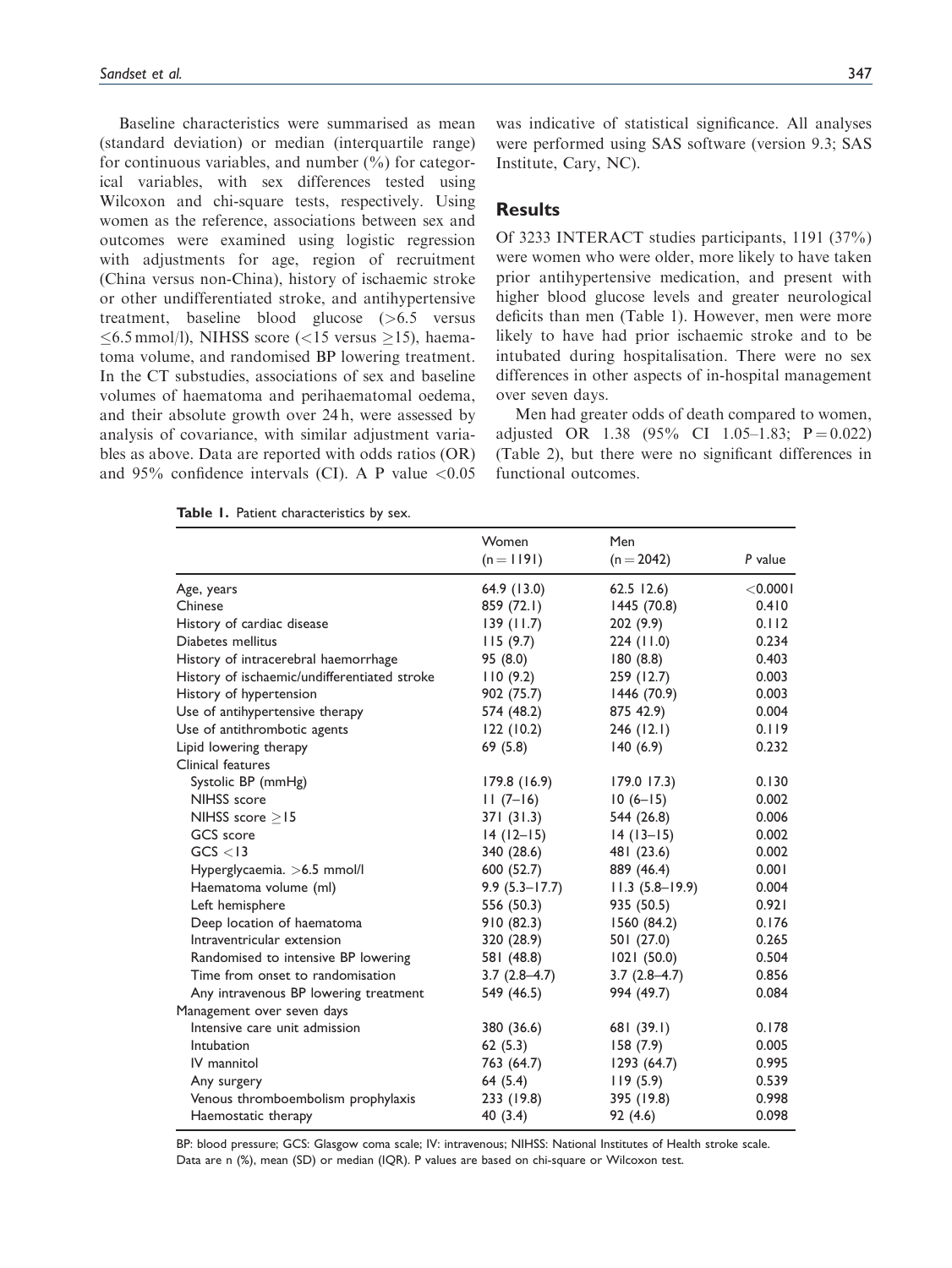Baseline characteristics were summarised as mean (standard deviation) or median (interquartile range) for continuous variables, and number (%) for categorical variables, with sex differences tested using Wilcoxon and chi-square tests, respectively. Using women as the reference, associations between sex and outcomes were examined using logistic regression with adjustments for age, region of recruitment (China versus non-China), history of ischaemic stroke or other undifferentiated stroke, and antihypertensive treatment, baseline blood glucose (>6.5 versus ≤6.5 mmol/l), NIHSS score (<15 versus ≥15), haematoma volume, and randomised BP lowering treatment. In the CT substudies, associations of sex and baseline volumes of haematoma and perihaematomal oedema, and their absolute growth over 24 h, were assessed by analysis of covariance, with similar adjustment variables as above. Data are reported with odds ratios (OR) and 95% confidence intervals (CI). A P value <0.05 was indicative of statistical significance. All analyses were performed using SAS software (version 9.3; SAS Institute, Cary, NC).

## Results

Of 3233 INTERACT studies participants, 1191 (37%) were women who were older, more likely to have taken prior antihypertensive medication, and present with higher blood glucose levels and greater neurological deficits than men (Table 1). However, men were more likely to have had prior ischaemic stroke and to be intubated during hospitalisation. There were no sex differences in other aspects of in-hospital management over seven days.

Men had greater odds of death compared to women, adjusted OR 1.38 (95% CI 1.05–1.83; P = 0.022) (Table 2), but there were no significant differences in functional outcomes.

**Table 1.** Patient characteristics by sex.

| | Women (n = 1191) | Men (n = 2042) | *P* value |
|---|---|---|---|
| Age, years | 64.9 (13.0) | 62.5 12.6) | <0.0001 |
| Chinese | 859 (72.1) | 1445 (70.8) | 0.410 |
| History of cardiac disease | 139 (11.7) | 202 (9.9) | 0.112 |
| Diabetes mellitus | 115 (9.7) | 224 (11.0) | 0.234 |
| History of intracerebral haemorrhage | 95 (8.0) | 180 (8.8) | 0.403 |
| History of ischaemic/undifferentiated stroke | 110 (9.2) | 259 (12.7) | 0.003 |
| History of hypertension | 902 (75.7) | 1446 (70.9) | 0.003 |
| Use of antihypertensive therapy | 574 (48.2) | 875 42.9) | 0.004 |
| Use of antithrombotic agents | 122 (10.2) | 246 (12.1) | 0.119 |
| Lipid lowering therapy | 69 (5.8) | 140 (6.9) | 0.232 |
| Clinical features | | | |
| Systolic BP (mmHg) | 179.8 (16.9) | 179.0 17.3) | 0.130 |
| NIHSS score | 11 (7–16) | 10 (6–15) | 0.002 |
| NIHSS score ≥15 | 371 (31.3) | 544 (26.8) | 0.006 |
| GCS score | 14 (12–15) | 14 (13–15) | 0.002 |
| GCS <13 | 340 (28.6) | 481 (23.6) | 0.002 |
| Hyperglycaemia. >6.5 mmol/l | 600 (52.7) | 889 (46.4) | 0.001 |
| Haematoma volume (ml) | 9.9 (5.3–17.7) | 11.3 (5.8–19.9) | 0.004 |
| Left hemisphere | 556 (50.3) | 935 (50.5) | 0.921 |
| Deep location of haematoma | 910 (82.3) | 1560 (84.2) | 0.176 |
| Intraventricular extension | 320 (28.9) | 501 (27.0) | 0.265 |
| Randomised to intensive BP lowering | 581 (48.8) | 1021 (50.0) | 0.504 |
| Time from onset to randomisation | 3.7 (2.8–4.7) | 3.7 (2.8–4.7) | 0.856 |
| Any intravenous BP lowering treatment | 549 (46.5) | 994 (49.7) | 0.084 |
| Management over seven days | | | |
| Intensive care unit admission | 380 (36.6) | 681 (39.1) | 0.178 |
| Intubation | 62 (5.3) | 158 (7.9) | 0.005 |
| IV mannitol | 763 (64.7) | 1293 (64.7) | 0.995 |
| Any surgery | 64 (5.4) | 119 (5.9) | 0.539 |
| Venous thromboembolism prophylaxis | 233 (19.8) | 395 (19.8) | 0.998 |
| Haemostatic therapy | 40 (3.4) | 92 (4.6) | 0.098 |

BP: blood pressure; GCS: Glasgow coma scale; IV: intravenous; NIHSS: National Institutes of Health stroke scale.
Data are n (%), mean (SD) or median (IQR). P values are based on chi-square or Wilcoxon test.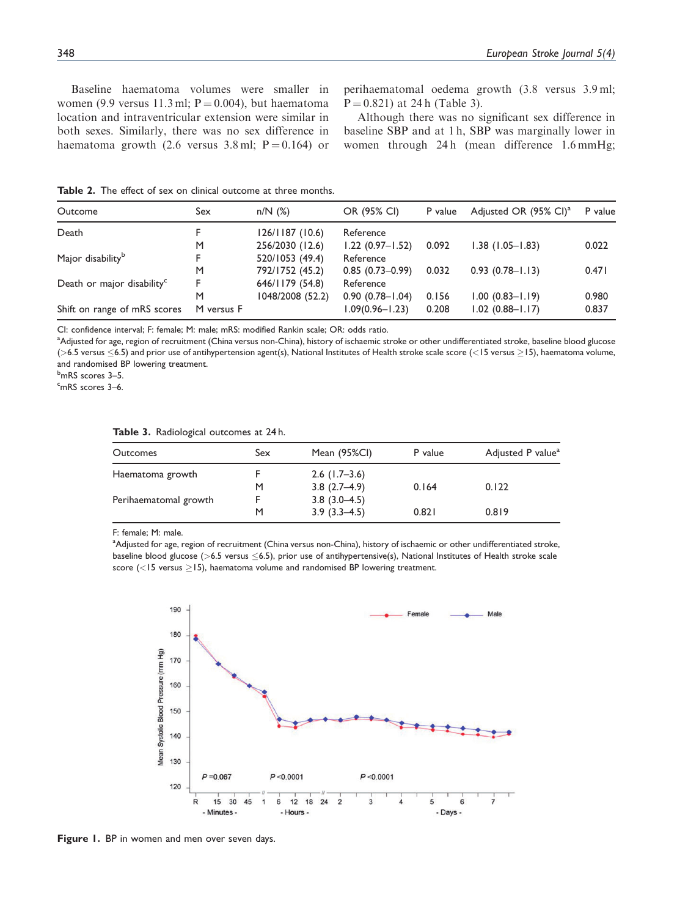Baseline haematoma volumes were smaller in women (9.9 versus 11.3 ml; P = 0.004), but haematoma location and intraventricular extension were similar in both sexes. Similarly, there was no sex difference in haematoma growth (2.6 versus 3.8 ml; P = 0.164) or perihaematomal oedema growth (3.8 versus 3.9 ml; P = 0.821) at 24 h (Table 3).

Although there was no significant sex difference in baseline SBP and at 1 h, SBP was marginally lower in women through 24 h (mean difference 1.6 mmHg;

**Table 2.** The effect of sex on clinical outcome at three months.

| Outcome | Sex | n/N (%) | OR (95% CI) | P value | Adjusted OR (95% CI)[a] | P value |
|---|---|---|---|---|---|---|
| Death | F | 126/1187 (10.6) | Reference | | | |
| | M | 256/2030 (12.6) | 1.22 (0.97–1.52) | 0.092 | 1.38 (1.05–1.83) | 0.022 |
| Major disability[b] | F | 520/1053 (49.4) | Reference | | | |
| | M | 792/1752 (45.2) | 0.85 (0.73–0.99) | 0.032 | 0.93 (0.78–1.13) | 0.471 |
| Death or major disability[c] | F | 646/1179 (54.8) | Reference | | | |
| | M | 1048/2008 (52.2) | 0.90 (0.78–1.04) | 0.156 | 1.00 (0.83–1.19) | 0.980 |
| Shift on range of mRS scores | M versus F | | 1.09(0.96–1.23) | 0.208 | 1.02 (0.88–1.17) | 0.837 |

CI: confidence interval; F: female; M: male; mRS: modified Rankin scale; OR: odds ratio.
[a]Adjusted for age, region of recruitment (China versus non-China), history of ischaemic stroke or other undifferentiated stroke, baseline blood glucose (>6.5 versus ≤6.5) and prior use of antihypertension agent(s), National Institutes of Health stroke scale score (<15 versus ≥15), haematoma volume, and randomised BP lowering treatment.
[b]mRS scores 3–5.
[c]mRS scores 3–6.

**Table 3.** Radiological outcomes at 24 h.

| Outcomes | Sex | Mean (95%CI) | P value | Adjusted P value[a] |
|---|---|---|---|---|
| Haematoma growth | F | 2.6 (1.7–3.6) | | |
| | M | 3.8 (2.7–4.9) | 0.164 | 0.122 |
| Perihaematomal growth | F | 3.8 (3.0–4.5) | | |
| | M | 3.9 (3.3–4.5) | 0.821 | 0.819 |

F: female; M: male.
[a]Adjusted for age, region of recruitment (China versus non-China), history of ischaemic or other undifferentiated stroke, baseline blood glucose (>6.5 versus ≤6.5), prior use of antihypertensive(s), National Institutes of Health stroke scale score (<15 versus ≥15), haematoma volume and randomised BP lowering treatment.

**Figure 1.** BP in women and men over seven days.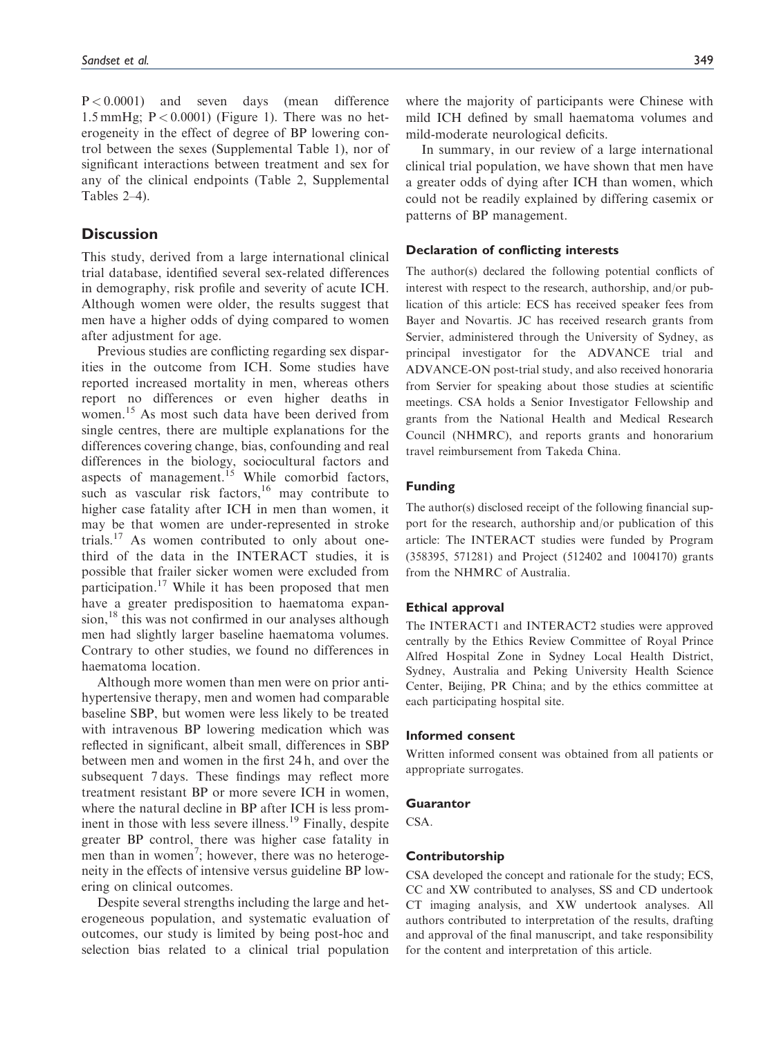$P < 0.0001$) and seven days (mean difference 1.5 mmHg; $P < 0.0001$) (Figure 1). There was no heterogeneity in the effect of degree of BP lowering control between the sexes (Supplemental Table 1), nor of significant interactions between treatment and sex for any of the clinical endpoints (Table 2, Supplemental Tables 2–4).

## Discussion

This study, derived from a large international clinical trial database, identified several sex-related differences in demography, risk profile and severity of acute ICH. Although women were older, the results suggest that men have a higher odds of dying compared to women after adjustment for age.

Previous studies are conflicting regarding sex disparities in the outcome from ICH. Some studies have reported increased mortality in men, whereas others report no differences or even higher deaths in women.[15] As most such data have been derived from single centres, there are multiple explanations for the differences covering change, bias, confounding and real differences in the biology, sociocultural factors and aspects of management.[15] While comorbid factors, such as vascular risk factors,[16] may contribute to higher case fatality after ICH in men than women, it may be that women are under-represented in stroke trials.[17] As women contributed to only about one-third of the data in the INTERACT studies, it is possible that frailer sicker women were excluded from participation.[17] While it has been proposed that men have a greater predisposition to haematoma expansion,[18] this was not confirmed in our analyses although men had slightly larger baseline haematoma volumes. Contrary to other studies, we found no differences in haematoma location.

Although more women than men were on prior antihypertensive therapy, men and women had comparable baseline SBP, but women were less likely to be treated with intravenous BP lowering medication which was reflected in significant, albeit small, differences in SBP between men and women in the first 24 h, and over the subsequent 7 days. These findings may reflect more treatment resistant BP or more severe ICH in women, where the natural decline in BP after ICH is less prominent in those with less severe illness.[19] Finally, despite greater BP control, there was higher case fatality in men than in women[7]; however, there was no heterogeneity in the effects of intensive versus guideline BP lowering on clinical outcomes.

Despite several strengths including the large and heterogeneous population, and systematic evaluation of outcomes, our study is limited by being post-hoc and selection bias related to a clinical trial population where the majority of participants were Chinese with mild ICH defined by small haematoma volumes and mild-moderate neurological deficits.

In summary, in our review of a large international clinical trial population, we have shown that men have a greater odds of dying after ICH than women, which could not be readily explained by differing casemix or patterns of BP management.

### Declaration of conflicting interests

The author(s) declared the following potential conflicts of interest with respect to the research, authorship, and/or publication of this article: ECS has received speaker fees from Bayer and Novartis. JC has received research grants from Servier, administered through the University of Sydney, as principal investigator for the ADVANCE trial and ADVANCE-ON post-trial study, and also received honoraria from Servier for speaking about those studies at scientific meetings. CSA holds a Senior Investigator Fellowship and grants from the National Health and Medical Research Council (NHMRC), and reports grants and honorarium travel reimbursement from Takeda China.

### Funding

The author(s) disclosed receipt of the following financial support for the research, authorship and/or publication of this article: The INTERACT studies were funded by Program (358395, 571281) and Project (512402 and 1004170) grants from the NHMRC of Australia.

### Ethical approval

The INTERACT1 and INTERACT2 studies were approved centrally by the Ethics Review Committee of Royal Prince Alfred Hospital Zone in Sydney Local Health District, Sydney, Australia and Peking University Health Science Center, Beijing, PR China; and by the ethics committee at each participating hospital site.

### Informed consent

Written informed consent was obtained from all patients or appropriate surrogates.

### Guarantor

CSA.

### Contributorship

CSA developed the concept and rationale for the study; ECS, CC and XW contributed to analyses, SS and CD undertook CT imaging analysis, and XW undertook analyses. All authors contributed to interpretation of the results, drafting and approval of the final manuscript, and take responsibility for the content and interpretation of this article.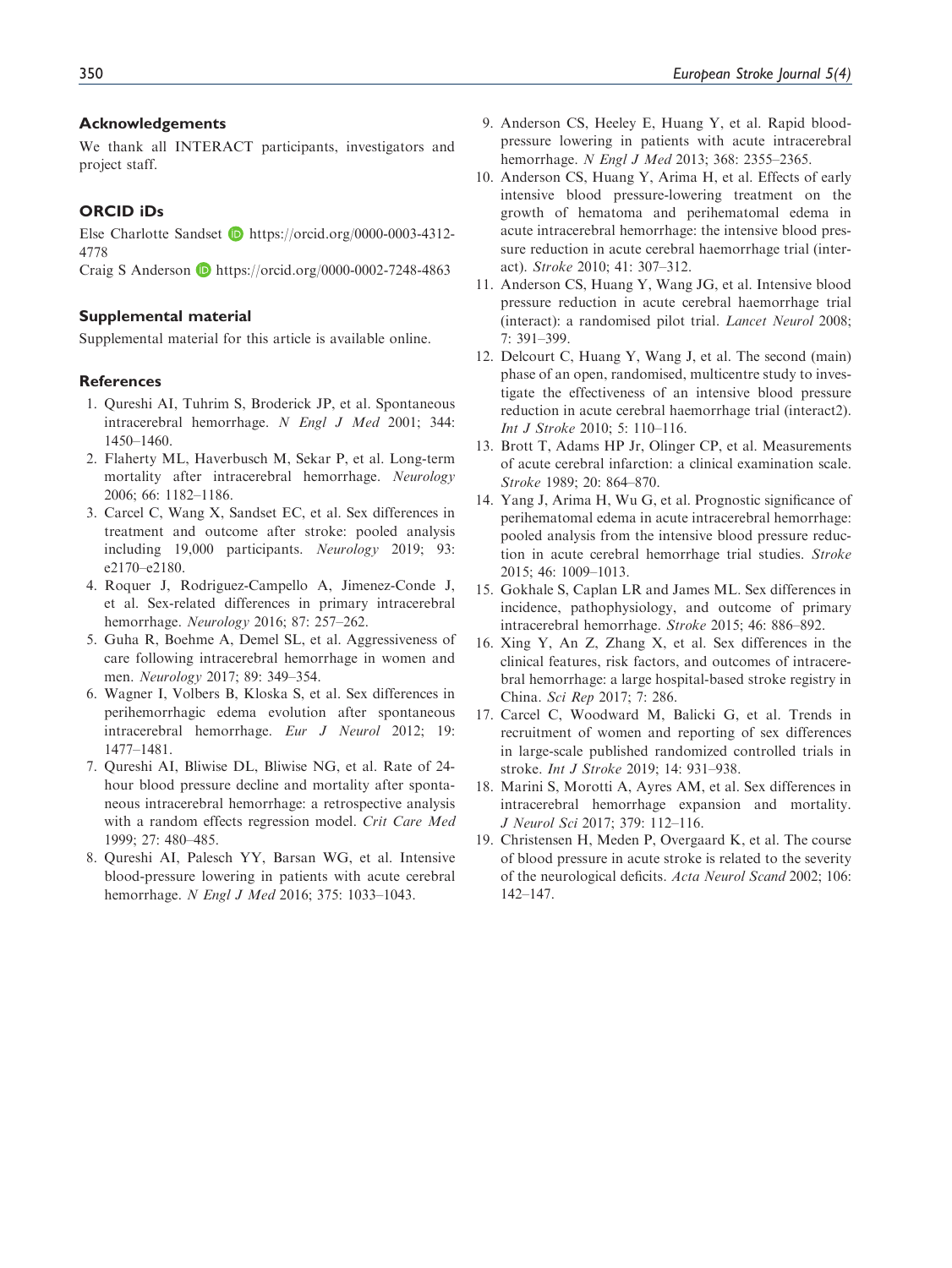## Acknowledgements

We thank all INTERACT participants, investigators and project staff.

## ORCID iDs

Else Charlotte Sandset https://orcid.org/0000-0003-4312-4778

Craig S Anderson https://orcid.org/0000-0002-7248-4863

## Supplemental material

Supplemental material for this article is available online.

## References

1. Qureshi AI, Tuhrim S, Broderick JP, et al. Spontaneous intracerebral hemorrhage. *N Engl J Med* 2001; 344: 1450–1460.
2. Flaherty ML, Haverbusch M, Sekar P, et al. Long-term mortality after intracerebral hemorrhage. *Neurology* 2006; 66: 1182–1186.
3. Carcel C, Wang X, Sandset EC, et al. Sex differences in treatment and outcome after stroke: pooled analysis including 19,000 participants. *Neurology* 2019; 93: e2170–e2180.
4. Roquer J, Rodriguez-Campello A, Jimenez-Conde J, et al. Sex-related differences in primary intracerebral hemorrhage. *Neurology* 2016; 87: 257–262.
5. Guha R, Boehme A, Demel SL, et al. Aggressiveness of care following intracerebral hemorrhage in women and men. *Neurology* 2017; 89: 349–354.
6. Wagner I, Volbers B, Kloska S, et al. Sex differences in perihemorrhagic edema evolution after spontaneous intracerebral hemorrhage. *Eur J Neurol* 2012; 19: 1477–1481.
7. Qureshi AI, Bliwise DL, Bliwise NG, et al. Rate of 24-hour blood pressure decline and mortality after spontaneous intracerebral hemorrhage: a retrospective analysis with a random effects regression model. *Crit Care Med* 1999; 27: 480–485.
8. Qureshi AI, Palesch YY, Barsan WG, et al. Intensive blood-pressure lowering in patients with acute cerebral hemorrhage. *N Engl J Med* 2016; 375: 1033–1043.
9. Anderson CS, Heeley E, Huang Y, et al. Rapid blood-pressure lowering in patients with acute intracerebral hemorrhage. *N Engl J Med* 2013; 368: 2355–2365.
10. Anderson CS, Huang Y, Arima H, et al. Effects of early intensive blood pressure-lowering treatment on the growth of hematoma and perihematomal edema in acute intracerebral hemorrhage: the intensive blood pressure reduction in acute cerebral haemorrhage trial (interact). *Stroke* 2010; 41: 307–312.
11. Anderson CS, Huang Y, Wang JG, et al. Intensive blood pressure reduction in acute cerebral haemorrhage trial (interact): a randomised pilot trial. *Lancet Neurol* 2008; 7: 391–399.
12. Delcourt C, Huang Y, Wang J, et al. The second (main) phase of an open, randomised, multicentre study to investigate the effectiveness of an intensive blood pressure reduction in acute cerebral haemorrhage trial (interact2). *Int J Stroke* 2010; 5: 110–116.
13. Brott T, Adams HP Jr, Olinger CP, et al. Measurements of acute cerebral infarction: a clinical examination scale. *Stroke* 1989; 20: 864–870.
14. Yang J, Arima H, Wu G, et al. Prognostic significance of perihematomal edema in acute intracerebral hemorrhage: pooled analysis from the intensive blood pressure reduction in acute cerebral hemorrhage trial studies. *Stroke* 2015; 46: 1009–1013.
15. Gokhale S, Caplan LR and James ML. Sex differences in incidence, pathophysiology, and outcome of primary intracerebral hemorrhage. *Stroke* 2015; 46: 886–892.
16. Xing Y, An Z, Zhang X, et al. Sex differences in the clinical features, risk factors, and outcomes of intracerebral hemorrhage: a large hospital-based stroke registry in China. *Sci Rep* 2017; 7: 286.
17. Carcel C, Woodward M, Balicki G, et al. Trends in recruitment of women and reporting of sex differences in large-scale published randomized controlled trials in stroke. *Int J Stroke* 2019; 14: 931–938.
18. Marini S, Morotti A, Ayres AM, et al. Sex differences in intracerebral hemorrhage expansion and mortality. *J Neurol Sci* 2017; 379: 112–116.
19. Christensen H, Meden P, Overgaard K, et al. The course of blood pressure in acute stroke is related to the severity of the neurological deficits. *Acta Neurol Scand* 2002; 106: 142–147.